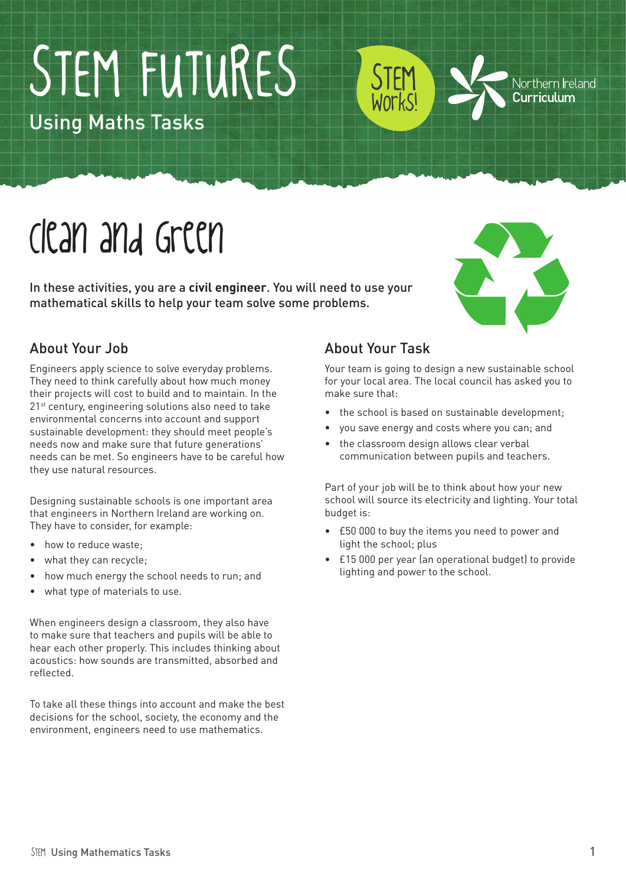# STEM FUTURES

Using Maths Tasks

STEM Works!

Northern Ireland Curriculum

# Clean and Green

In these activities, you are a **civil engineer**. You will need to use your mathematical skills to help your team solve some problems.

## About Your Job

Engineers apply science to solve everyday problems. They need to think carefully about how much money their projects will cost to build and to maintain. In the 21st century, engineering solutions also need to take environmental concerns into account and support sustainable development: they should meet people's needs now and make sure that future generations' needs can be met. So engineers have to be careful how they use natural resources.

Designing sustainable schools is one important area that engineers in Northern Ireland are working on. They have to consider, for example:

- how to reduce waste;
- what they can recycle;
- how much energy the school needs to run; and
- what type of materials to use.

When engineers design a classroom, they also have to make sure that teachers and pupils will be able to hear each other properly. This includes thinking about acoustics: how sounds are transmitted, absorbed and reflected.

To take all these things into account and make the best decisions for the school, society, the economy and the environment, engineers need to use mathematics.

## About Your Task

Your team is going to design a new sustainable school for your local area. The local council has asked you to make sure that:

- the school is based on sustainable development;
- you save energy and costs where you can; and
- the classroom design allows clear verbal communication between pupils and teachers.

Part of your job will be to think about how your new school will source its electricity and lighting. Your total budget is:

- £50 000 to buy the items you need to power and light the school; plus
- £15 000 per year (an operational budget) to provide lighting and power to the school.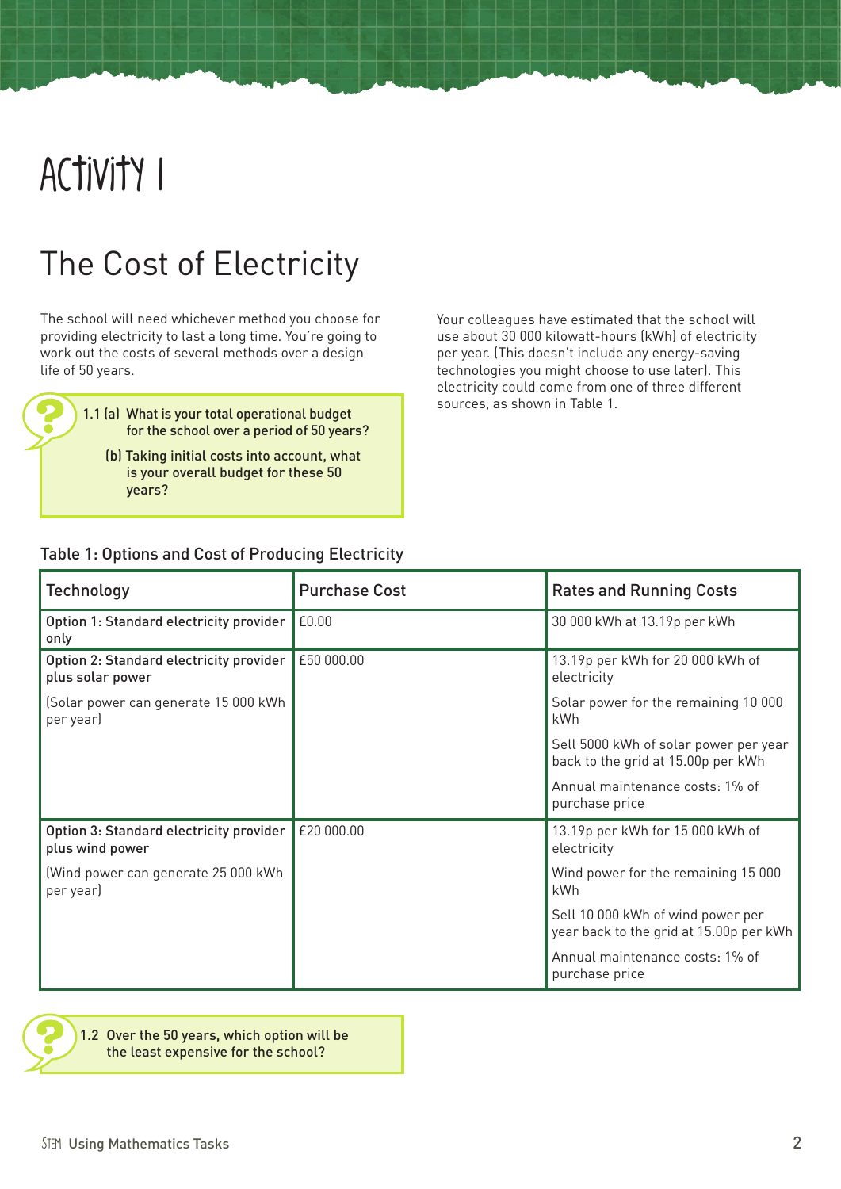# Activity 1

## The Cost of Electricity

The school will need whichever method you choose for providing electricity to last a long time. You're going to work out the costs of several methods over a design life of 50 years.

> 1.1 (a) What is your total operational budget for the school over a period of 50 years?
>
> (b) Taking initial costs into account, what is your overall budget for these 50 years?

Your colleagues have estimated that the school will use about 30 000 kilowatt-hours (kWh) of electricity per year. (This doesn't include any energy-saving technologies you might choose to use later). This electricity could come from one of three different sources, as shown in Table 1.

Table 1: Options and Cost of Producing Electricity

| Technology | Purchase Cost | Rates and Running Costs |
|---|---|---|
| Option 1: Standard electricity provider only | £0.00 | 30 000 kWh at 13.19p per kWh |
| Option 2: Standard electricity provider plus solar power<br><br>(Solar power can generate 15 000 kWh per year) | £50 000.00 | 13.19p per kWh for 20 000 kWh of electricity<br><br>Solar power for the remaining 10 000 kWh<br><br>Sell 5000 kWh of solar power per year back to the grid at 15.00p per kWh<br><br>Annual maintenance costs: 1% of purchase price |
| Option 3: Standard electricity provider plus wind power<br><br>(Wind power can generate 25 000 kWh per year) | £20 000.00 | 13.19p per kWh for 15 000 kWh of electricity<br><br>Wind power for the remaining 15 000 kWh<br><br>Sell 10 000 kWh of wind power per year back to the grid at 15.00p per kWh<br><br>Annual maintenance costs: 1% of purchase price |

> 1.2 Over the 50 years, which option will be the least expensive for the school?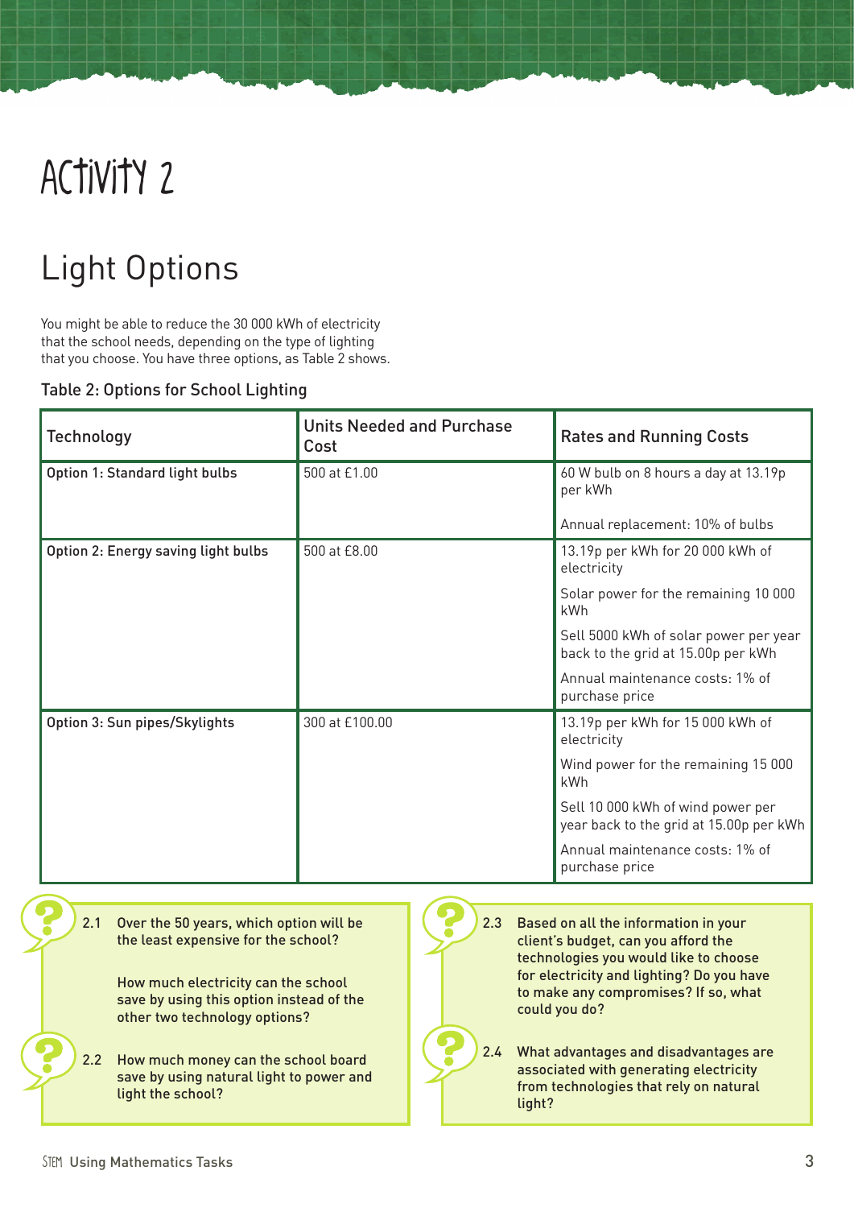# Activity 2

## Light Options

You might be able to reduce the 30 000 kWh of electricity that the school needs, depending on the type of lighting that you choose. You have three options, as Table 2 shows.

Table 2: Options for School Lighting

| Technology | Units Needed and Purchase Cost | Rates and Running Costs |
|---|---|---|
| Option 1: Standard light bulbs | 500 at £1.00 | 60 W bulb on 8 hours a day at 13.19p per kWh<br><br>Annual replacement: 10% of bulbs |
| Option 2: Energy saving light bulbs | 500 at £8.00 | 13.19p per kWh for 20 000 kWh of electricity<br><br>Solar power for the remaining 10 000 kWh<br><br>Sell 5000 kWh of solar power per year back to the grid at 15.00p per kWh<br><br>Annual maintenance costs: 1% of purchase price |
| Option 3: Sun pipes/Skylights | 300 at £100.00 | 13.19p per kWh for 15 000 kWh of electricity<br><br>Wind power for the remaining 15 000 kWh<br><br>Sell 10 000 kWh of wind power per year back to the grid at 15.00p per kWh<br><br>Annual maintenance costs: 1% of purchase price |

2.1 Over the 50 years, which option will be the least expensive for the school?

How much electricity can the school save by using this option instead of the other two technology options?

2.2 How much money can the school board save by using natural light to power and light the school?

2.3 Based on all the information in your client's budget, can you afford the technologies you would like to choose for electricity and lighting? Do you have to make any compromises? If so, what could you do?

2.4 What advantages and disadvantages are associated with generating electricity from technologies that rely on natural light?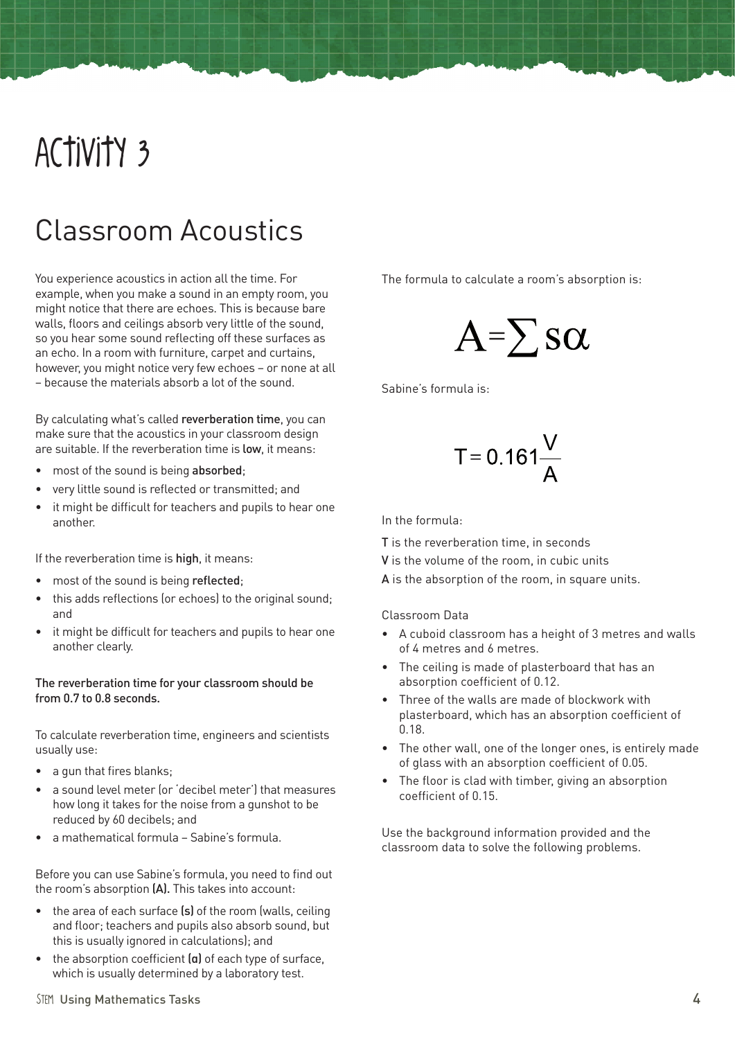# Activity 3

## Classroom Acoustics

You experience acoustics in action all the time. For example, when you make a sound in an empty room, you might notice that there are echoes. This is because bare walls, floors and ceilings absorb very little of the sound, so you hear some sound reflecting off these surfaces as an echo. In a room with furniture, carpet and curtains, however, you might notice very few echoes – or none at all – because the materials absorb a lot of the sound.

By calculating what's called **reverberation time**, you can make sure that the acoustics in your classroom design are suitable. If the reverberation time is **low**, it means:

- most of the sound is being **absorbed**;
- very little sound is reflected or transmitted; and
- it might be difficult for teachers and pupils to hear one another.

If the reverberation time is **high**, it means:

- most of the sound is being **reflected**;
- this adds reflections (or echoes) to the original sound; and
- it might be difficult for teachers and pupils to hear one another clearly.

**The reverberation time for your classroom should be from 0.7 to 0.8 seconds.**

To calculate reverberation time, engineers and scientists usually use:

- a gun that fires blanks;
- a sound level meter (or 'decibel meter') that measures how long it takes for the noise from a gunshot to be reduced by 60 decibels; and
- a mathematical formula – Sabine's formula.

Before you can use Sabine's formula, you need to find out the room's absorption **(A)**. This takes into account:

- the area of each surface **(s)** of the room (walls, ceiling and floor; teachers and pupils also absorb sound, but this is usually ignored in calculations); and
- the absorption coefficient **(α)** of each type of surface, which is usually determined by a laboratory test.

The formula to calculate a room's absorption is:

$$A = \sum s\alpha$$

Sabine's formula is:

$$T = 0.161\frac{V}{A}$$

In the formula:

**T** is the reverberation time, in seconds
**V** is the volume of the room, in cubic units
**A** is the absorption of the room, in square units.

Classroom Data

- A cuboid classroom has a height of 3 metres and walls of 4 metres and 6 metres.
- The ceiling is made of plasterboard that has an absorption coefficient of 0.12.
- Three of the walls are made of blockwork with plasterboard, which has an absorption coefficient of 0.18.
- The other wall, one of the longer ones, is entirely made of glass with an absorption coefficient of 0.05.
- The floor is clad with timber, giving an absorption coefficient of 0.15.

Use the background information provided and the classroom data to solve the following problems.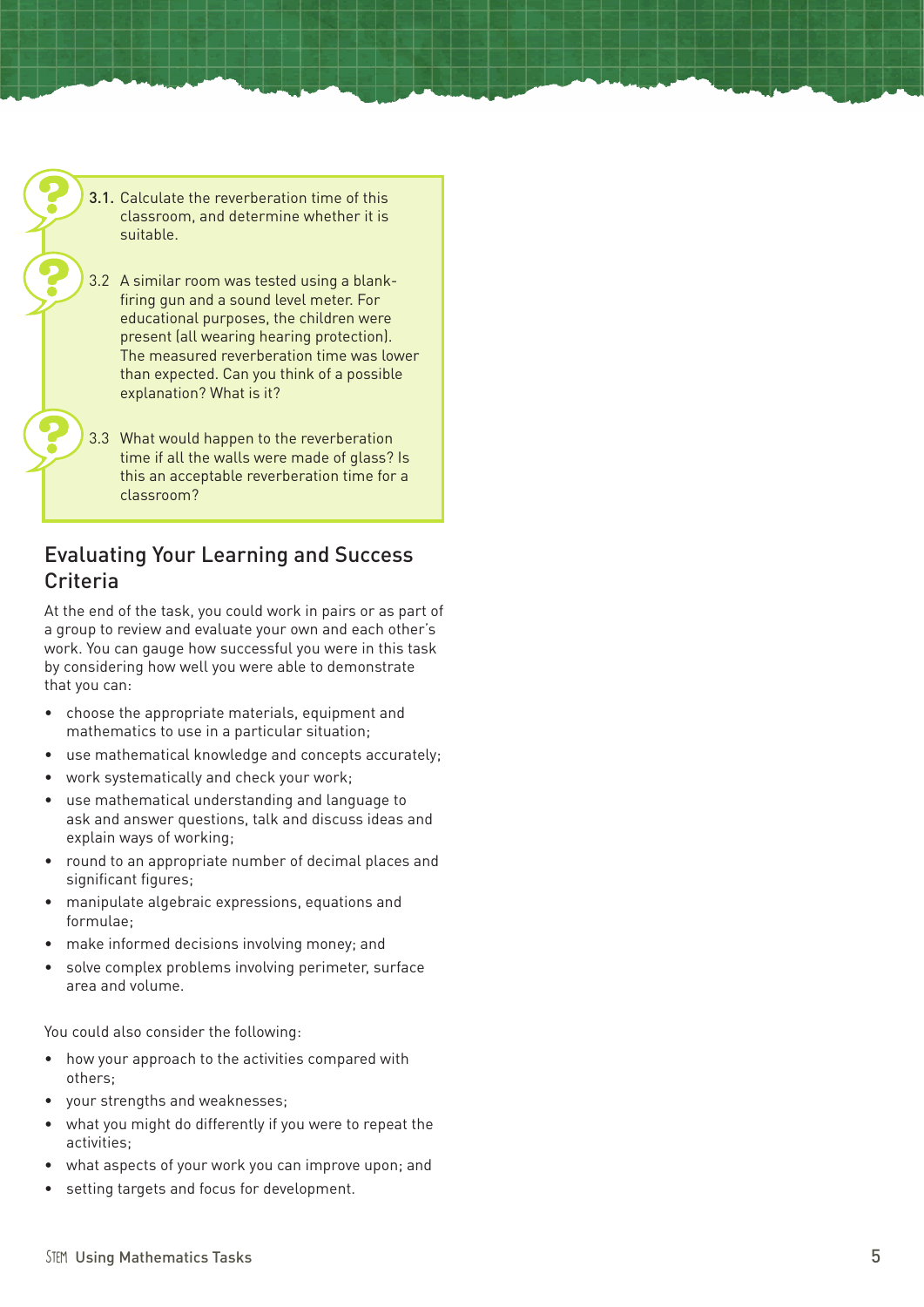3.1. Calculate the reverberation time of this classroom, and determine whether it is suitable.

3.2 A similar room was tested using a blank-firing gun and a sound level meter. For educational purposes, the children were present (all wearing hearing protection). The measured reverberation time was lower than expected. Can you think of a possible explanation? What is it?

3.3 What would happen to the reverberation time if all the walls were made of glass? Is this an acceptable reverberation time for a classroom?

## Evaluating Your Learning and Success Criteria

At the end of the task, you could work in pairs or as part of a group to review and evaluate your own and each other's work. You can gauge how successful you were in this task by considering how well you were able to demonstrate that you can:

- choose the appropriate materials, equipment and mathematics to use in a particular situation;
- use mathematical knowledge and concepts accurately;
- work systematically and check your work;
- use mathematical understanding and language to ask and answer questions, talk and discuss ideas and explain ways of working;
- round to an appropriate number of decimal places and significant figures;
- manipulate algebraic expressions, equations and formulae;
- make informed decisions involving money; and
- solve complex problems involving perimeter, surface area and volume.

You could also consider the following:

- how your approach to the activities compared with others;
- your strengths and weaknesses;
- what you might do differently if you were to repeat the activities;
- what aspects of your work you can improve upon; and
- setting targets and focus for development.